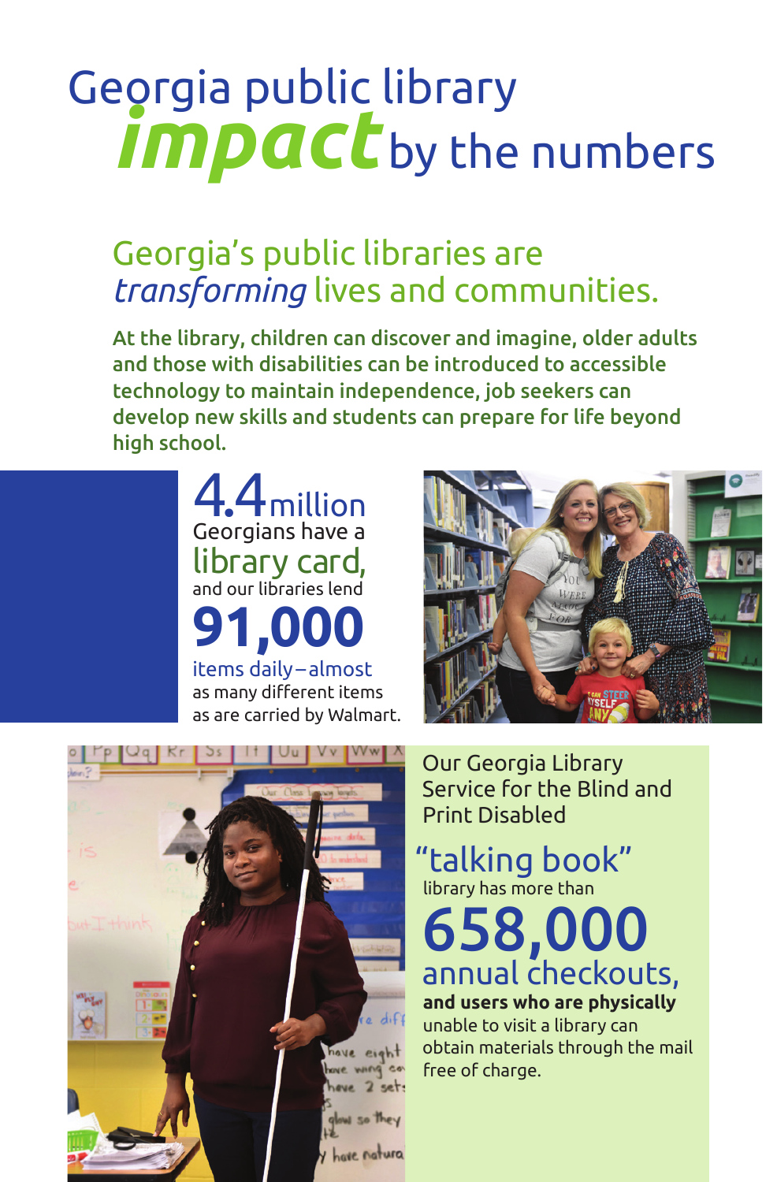# Georgia public library *impact* by the numbers

## Georgia's public libraries are *transforming* lives and communities.

**At the library, children can discover and imagine, older adults and those with disabilities can be introduced to accessible technology to maintain independence, job seekers can develop new skills and students can prepare for life beyond high school.**

**4.4** million Georgians have a library card, and our libraries lend **91,000** items daily – almost as many different items as are carried by Walmart.

Our Georgia Library Service for the Blind and Print Disabled "talking book" library has more than **658,000** annual checkouts, **and users who are physically** unable to visit a library can obtain materials through the mail free of charge.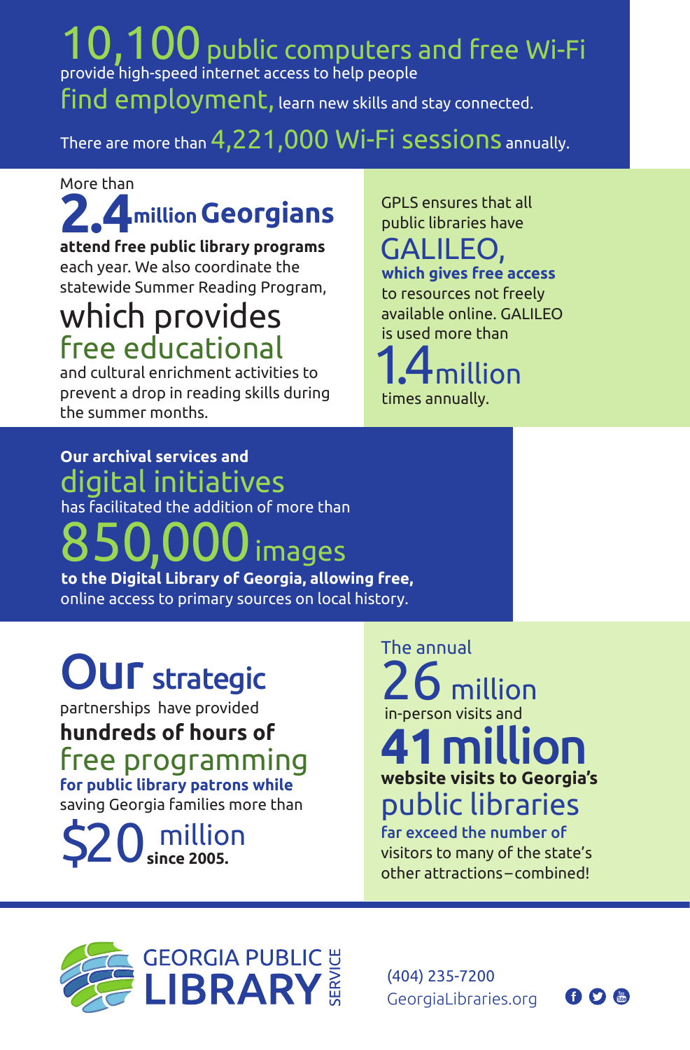**10,100 public computers and free Wi-Fi** provide high-speed internet access to help people **find employment,** learn new skills and stay connected.

There are more than **4,221,000 Wi-Fi sessions** annually.

More than **2.4 million Georgians attend free public library programs** each year. We also coordinate the statewide Summer Reading Program, which provides free educational and cultural enrichment activities to prevent a drop in reading skills during the summer months.

GPLS ensures that all public libraries have **GALILEO, which gives free access** to resources not freely available online. GALILEO is used more than **1.4 million** times annually.

**Our archival services and digital initiatives** has facilitated the addition of more than **850,000 images to the Digital Library of Georgia, allowing free,** online access to primary sources on local history.

**Our strategic** partnerships have provided **hundreds of hours of free programming for public library patrons while** saving Georgia families more than **$20 million since 2005.**

The annual **26 million** in-person visits and **41 million website visits to Georgia's public libraries far exceed the number of** visitors to many of the state's other attractions – combined!

GEORGIA PUBLIC LIBRARY SERVICE

(404) 235-7200
GeorgiaLibraries.org